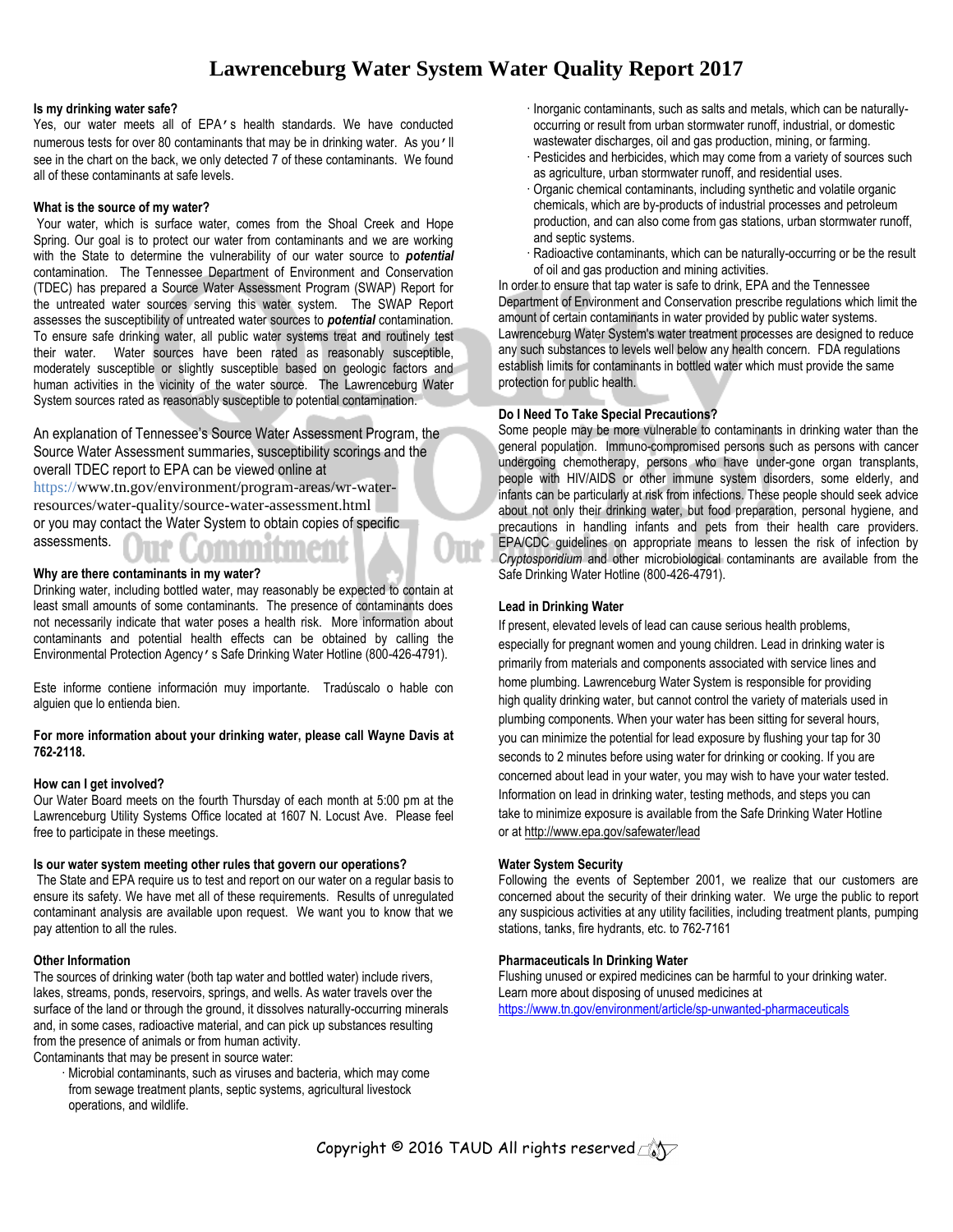# Lawrenceburg Water System Water Quality Report 2017

**Is my drinking water safe?**

Yes, our water meets all of EPA's health standards. We have conducted numerous tests for over 80 contaminants that may be in drinking water. As you'll see in the chart on the back, we only detected 7 of these contaminants. We found all of these contaminants at safe levels.

**What is the source of my water?**

Your water, which is surface water, comes from the Shoal Creek and Hope Spring. Our goal is to protect our water from contaminants and we are working with the State to determine the vulnerability of our water source to ***potential*** contamination. The Tennessee Department of Environment and Conservation (TDEC) has prepared a Source Water Assessment Program (SWAP) Report for the untreated water sources serving this water system. The SWAP Report assesses the susceptibility of untreated water sources to ***potential*** contamination. To ensure safe drinking water, all public water systems treat and routinely test their water. Water sources have been rated as reasonably susceptible, moderately susceptible or slightly susceptible based on geologic factors and human activities in the vicinity of the water source. The Lawrenceburg Water System sources rated as reasonably susceptible to potential contamination.

An explanation of Tennessee's Source Water Assessment Program, the Source Water Assessment summaries, susceptibility scorings and the overall TDEC report to EPA can be viewed online at https://www.tn.gov/environment/program-areas/wr-water-resources/water-quality/source-water-assessment.html or you may contact the Water System to obtain copies of specific assessments.

**Why are there contaminants in my water?**

Drinking water, including bottled water, may reasonably be expected to contain at least small amounts of some contaminants. The presence of contaminants does not necessarily indicate that water poses a health risk. More information about contaminants and potential health effects can be obtained by calling the Environmental Protection Agency's Safe Drinking Water Hotline (800-426-4791).

Este informe contiene información muy importante. Tradúscalo o hable con alguien que lo entienda bien.

**For more information about your drinking water, please call Wayne Davis at 762-2118.**

**How can I get involved?**

Our Water Board meets on the fourth Thursday of each month at 5:00 pm at the Lawrenceburg Utility Systems Office located at 1607 N. Locust Ave. Please feel free to participate in these meetings.

**Is our water system meeting other rules that govern our operations?**

The State and EPA require us to test and report on our water on a regular basis to ensure its safety. We have met all of these requirements. Results of unregulated contaminant analysis are available upon request. We want you to know that we pay attention to all the rules.

**Other Information**

The sources of drinking water (both tap water and bottled water) include rivers, lakes, streams, ponds, reservoirs, springs, and wells. As water travels over the surface of the land or through the ground, it dissolves naturally-occurring minerals and, in some cases, radioactive material, and can pick up substances resulting from the presence of animals or from human activity.

Contaminants that may be present in source water:

- Microbial contaminants, such as viruses and bacteria, which may come from sewage treatment plants, septic systems, agricultural livestock operations, and wildlife.
- Inorganic contaminants, such as salts and metals, which can be naturally-occurring or result from urban stormwater runoff, industrial, or domestic wastewater discharges, oil and gas production, mining, or farming.
- Pesticides and herbicides, which may come from a variety of sources such as agriculture, urban stormwater runoff, and residential uses.
- Organic chemical contaminants, including synthetic and volatile organic chemicals, which are by-products of industrial processes and petroleum production, and can also come from gas stations, urban stormwater runoff, and septic systems.
- Radioactive contaminants, which can be naturally-occurring or be the result of oil and gas production and mining activities.

In order to ensure that tap water is safe to drink, EPA and the Tennessee Department of Environment and Conservation prescribe regulations which limit the amount of certain contaminants in water provided by public water systems. Lawrenceburg Water System's water treatment processes are designed to reduce any such substances to levels well below any health concern. FDA regulations establish limits for contaminants in bottled water which must provide the same protection for public health.

**Do I Need To Take Special Precautions?**

Some people may be more vulnerable to contaminants in drinking water than the general population. Immuno-compromised persons such as persons with cancer undergoing chemotherapy, persons who have under-gone organ transplants, people with HIV/AIDS or other immune system disorders, some elderly, and infants can be particularly at risk from infections. These people should seek advice about not only their drinking water, but food preparation, personal hygiene, and precautions in handling infants and pets from their health care providers. EPA/CDC guidelines on appropriate means to lessen the risk of infection by *Cryptosporidium* and other microbiological contaminants are available from the Safe Drinking Water Hotline (800-426-4791).

**Lead in Drinking Water**

If present, elevated levels of lead can cause serious health problems, especially for pregnant women and young children. Lead in drinking water is primarily from materials and components associated with service lines and home plumbing. Lawrenceburg Water System is responsible for providing high quality drinking water, but cannot control the variety of materials used in plumbing components. When your water has been sitting for several hours, you can minimize the potential for lead exposure by flushing your tap for 30 seconds to 2 minutes before using water for drinking or cooking. If you are concerned about lead in your water, you may wish to have your water tested. Information on lead in drinking water, testing methods, and steps you can take to minimize exposure is available from the Safe Drinking Water Hotline or at http://www.epa.gov/safewater/lead

**Water System Security**

Following the events of September 2001, we realize that our customers are concerned about the security of their drinking water. We urge the public to report any suspicious activities at any utility facilities, including treatment plants, pumping stations, tanks, fire hydrants, etc. to 762-7161

**Pharmaceuticals In Drinking Water**

Flushing unused or expired medicines can be harmful to your drinking water. Learn more about disposing of unused medicines at https://www.tn.gov/environment/article/sp-unwanted-pharmaceuticals

Copyright © 2016 TAUD All rights reserved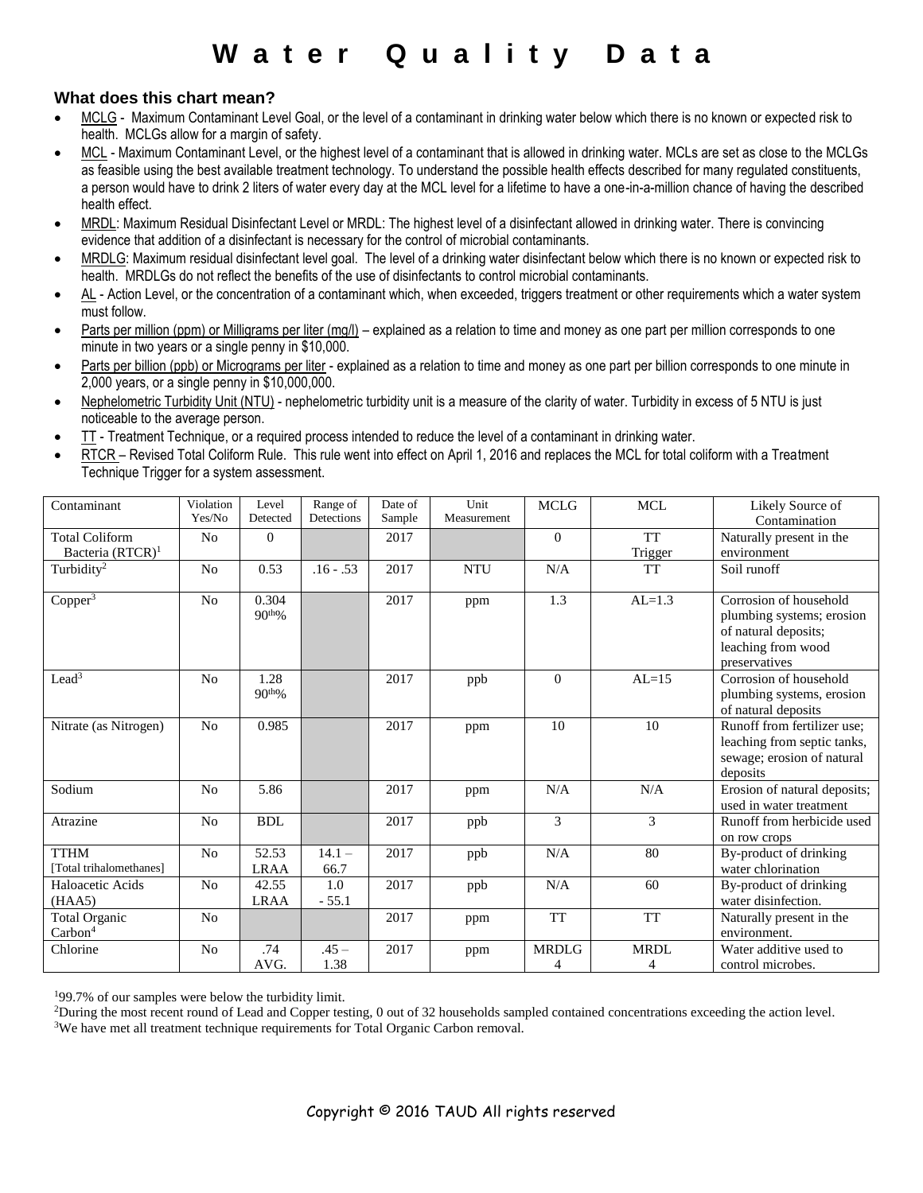# Water Quality Data

### What does this chart mean?

- MCLG - Maximum Contaminant Level Goal, or the level of a contaminant in drinking water below which there is no known or expected risk to health. MCLGs allow for a margin of safety.
- MCL - Maximum Contaminant Level, or the highest level of a contaminant that is allowed in drinking water. MCLs are set as close to the MCLGs as feasible using the best available treatment technology. To understand the possible health effects described for many regulated constituents, a person would have to drink 2 liters of water every day at the MCL level for a lifetime to have a one-in-a-million chance of having the described health effect.
- MRDL: Maximum Residual Disinfectant Level or MRDL: The highest level of a disinfectant allowed in drinking water. There is convincing evidence that addition of a disinfectant is necessary for the control of microbial contaminants.
- MRDLG: Maximum residual disinfectant level goal. The level of a drinking water disinfectant below which there is no known or expected risk to health. MRDLGs do not reflect the benefits of the use of disinfectants to control microbial contaminants.
- AL - Action Level, or the concentration of a contaminant which, when exceeded, triggers treatment or other requirements which a water system must follow.
- Parts per million (ppm) or Milligrams per liter (mg/l) – explained as a relation to time and money as one part per million corresponds to one minute in two years or a single penny in $10,000.
- Parts per billion (ppb) or Micrograms per liter - explained as a relation to time and money as one part per billion corresponds to one minute in 2,000 years, or a single penny in $10,000,000.
- Nephelometric Turbidity Unit (NTU) - nephelometric turbidity unit is a measure of the clarity of water. Turbidity in excess of 5 NTU is just noticeable to the average person.
- TT - Treatment Technique, or a required process intended to reduce the level of a contaminant in drinking water.
- RTCR – Revised Total Coliform Rule. This rule went into effect on April 1, 2016 and replaces the MCL for total coliform with a Treatment Technique Trigger for a system assessment.

| Contaminant | Violation Yes/No | Level Detected | Range of Detections | Date of Sample | Unit Measurement | MCLG | MCL | Likely Source of Contamination |
|---|---|---|---|---|---|---|---|---|
| Total Coliform Bacteria (RTCR)[1] | No | 0 | | 2017 | | 0 | TT Trigger | Naturally present in the environment |
| Turbidity[2] | No | 0.53 | .16 - .53 | 2017 | NTU | N/A | TT | Soil runoff |
| Copper[3] | No | 0.304 90th% | | 2017 | ppm | 1.3 | AL=1.3 | Corrosion of household plumbing systems; erosion of natural deposits; leaching from wood preservatives |
| Lead[3] | No | 1.28 90th% | | 2017 | ppb | 0 | AL=15 | Corrosion of household plumbing systems, erosion of natural deposits |
| Nitrate (as Nitrogen) | No | 0.985 | | 2017 | ppm | 10 | 10 | Runoff from fertilizer use; leaching from septic tanks, sewage; erosion of natural deposits |
| Sodium | No | 5.86 | | 2017 | ppm | N/A | N/A | Erosion of natural deposits; used in water treatment |
| Atrazine | No | BDL | | 2017 | ppb | 3 | 3 | Runoff from herbicide used on row crops |
| TTHM [Total trihalomethanes] | No | 52.53 LRAA | 14.1 – 66.7 | 2017 | ppb | N/A | 80 | By-product of drinking water chlorination |
| Haloacetic Acids (HAA5) | No | 42.55 LRAA | 1.0 - 55.1 | 2017 | ppb | N/A | 60 | By-product of drinking water disinfection. |
| Total Organic Carbon[4] | No | | | 2017 | ppm | TT | TT | Naturally present in the environment. |
| Chlorine | No | .74 AVG. | .45 – 1.38 | 2017 | ppm | MRDLG 4 | MRDL 4 | Water additive used to control microbes. |

[1]99.7% of our samples were below the turbidity limit.

[2]During the most recent round of Lead and Copper testing, 0 out of 32 households sampled contained concentrations exceeding the action level.

[3]We have met all treatment technique requirements for Total Organic Carbon removal.

Copyright © 2016 TAUD All rights reserved